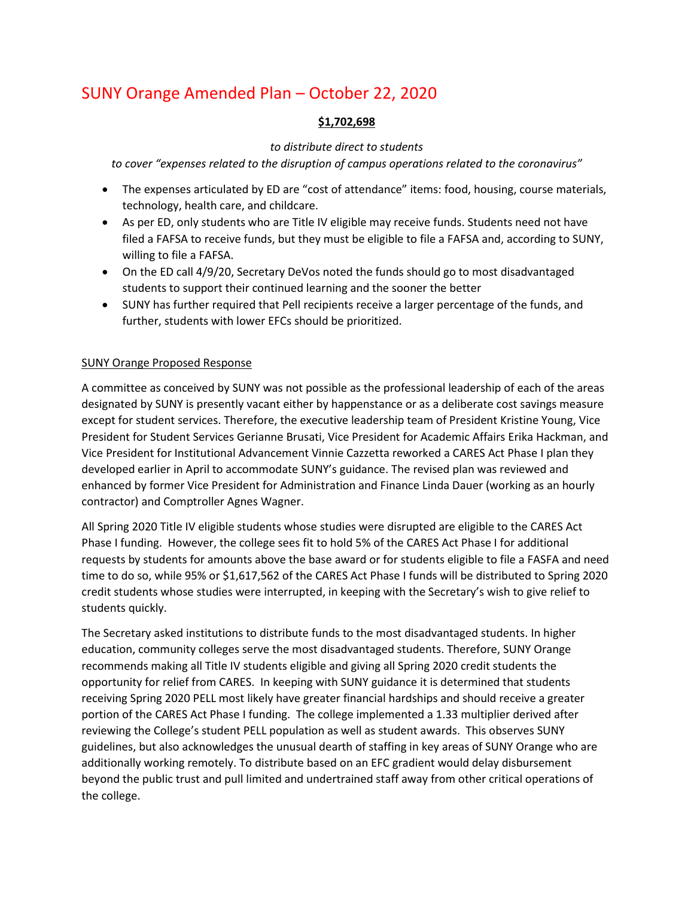# SUNY Orange Amended Plan – October 22, 2020

**$1,702,698**

*to distribute direct to students*
*to cover "expenses related to the disruption of campus operations related to the coronavirus"*

- The expenses articulated by ED are "cost of attendance" items: food, housing, course materials, technology, health care, and childcare.
- As per ED, only students who are Title IV eligible may receive funds. Students need not have filed a FAFSA to receive funds, but they must be eligible to file a FAFSA and, according to SUNY, willing to file a FAFSA.
- On the ED call 4/9/20, Secretary DeVos noted the funds should go to most disadvantaged students to support their continued learning and the sooner the better
- SUNY has further required that Pell recipients receive a larger percentage of the funds, and further, students with lower EFCs should be prioritized.

SUNY Orange Proposed Response

A committee as conceived by SUNY was not possible as the professional leadership of each of the areas designated by SUNY is presently vacant either by happenstance or as a deliberate cost savings measure except for student services. Therefore, the executive leadership team of President Kristine Young, Vice President for Student Services Gerianne Brusati, Vice President for Academic Affairs Erika Hackman, and Vice President for Institutional Advancement Vinnie Cazzetta reworked a CARES Act Phase I plan they developed earlier in April to accommodate SUNY's guidance. The revised plan was reviewed and enhanced by former Vice President for Administration and Finance Linda Dauer (working as an hourly contractor) and Comptroller Agnes Wagner.

All Spring 2020 Title IV eligible students whose studies were disrupted are eligible to the CARES Act Phase I funding. However, the college sees fit to hold 5% of the CARES Act Phase I for additional requests by students for amounts above the base award or for students eligible to file a FASFA and need time to do so, while 95% or $1,617,562 of the CARES Act Phase I funds will be distributed to Spring 2020 credit students whose studies were interrupted, in keeping with the Secretary's wish to give relief to students quickly.

The Secretary asked institutions to distribute funds to the most disadvantaged students. In higher education, community colleges serve the most disadvantaged students. Therefore, SUNY Orange recommends making all Title IV students eligible and giving all Spring 2020 credit students the opportunity for relief from CARES. In keeping with SUNY guidance it is determined that students receiving Spring 2020 PELL most likely have greater financial hardships and should receive a greater portion of the CARES Act Phase I funding. The college implemented a 1.33 multiplier derived after reviewing the College's student PELL population as well as student awards. This observes SUNY guidelines, but also acknowledges the unusual dearth of staffing in key areas of SUNY Orange who are additionally working remotely. To distribute based on an EFC gradient would delay disbursement beyond the public trust and pull limited and undertrained staff away from other critical operations of the college.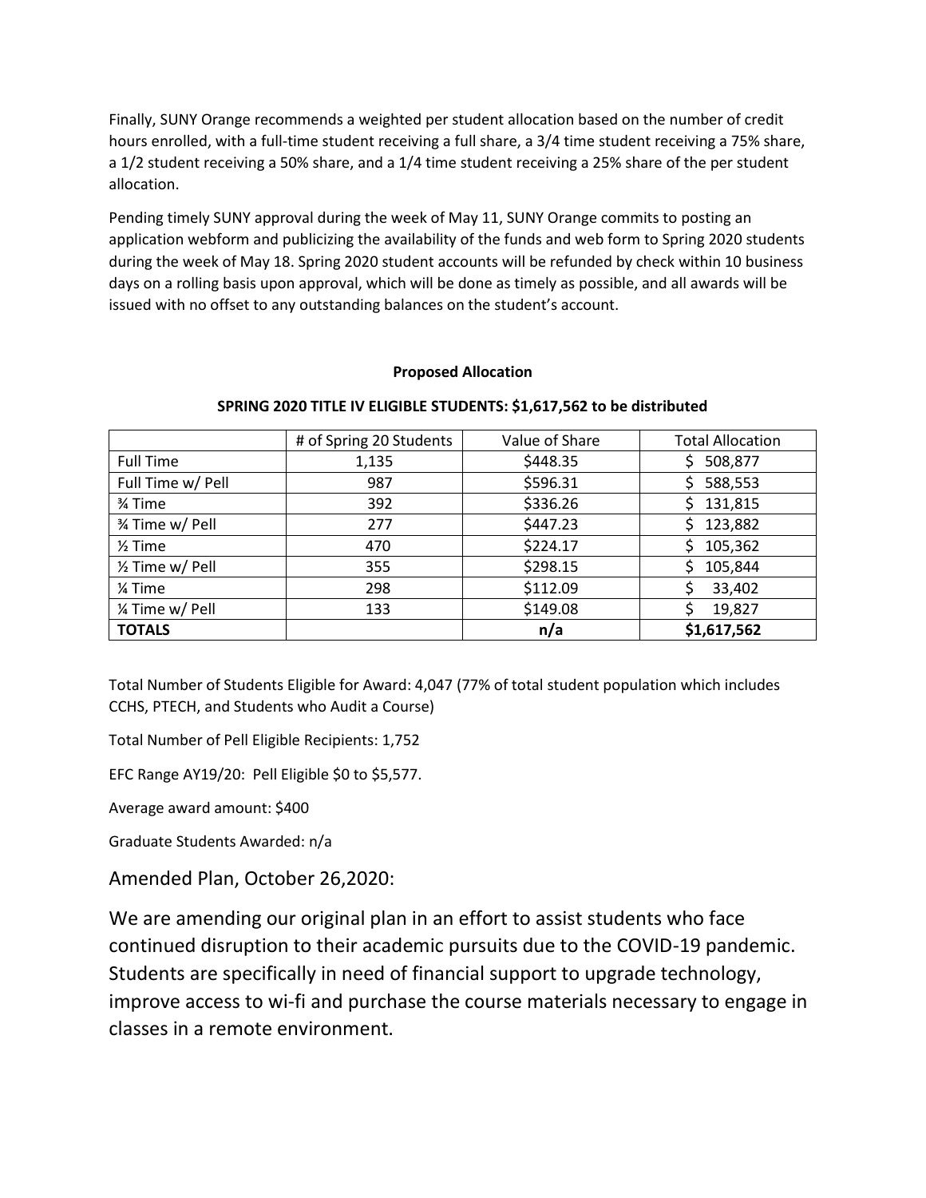Finally, SUNY Orange recommends a weighted per student allocation based on the number of credit hours enrolled, with a full-time student receiving a full share, a 3/4 time student receiving a 75% share, a 1/2 student receiving a 50% share, and a 1/4 time student receiving a 25% share of the per student allocation.

Pending timely SUNY approval during the week of May 11, SUNY Orange commits to posting an application webform and publicizing the availability of the funds and web form to Spring 2020 students during the week of May 18. Spring 2020 student accounts will be refunded by check within 10 business days on a rolling basis upon approval, which will be done as timely as possible, and all awards will be issued with no offset to any outstanding balances on the student's account.

**Proposed Allocation**

**SPRING 2020 TITLE IV ELIGIBLE STUDENTS: $1,617,562 to be distributed**

| | # of Spring 20 Students | Value of Share | Total Allocation |
|---|---|---|---|
| Full Time | 1,135 | $448.35 | $ 508,877 |
| Full Time w/ Pell | 987 | $596.31 | $ 588,553 |
| ¾ Time | 392 | $336.26 | $ 131,815 |
| ¾ Time w/ Pell | 277 | $447.23 | $ 123,882 |
| ½ Time | 470 | $224.17 | $ 105,362 |
| ½ Time w/ Pell | 355 | $298.15 | $ 105,844 |
| ¼ Time | 298 | $112.09 | $ 33,402 |
| ¼ Time w/ Pell | 133 | $149.08 | $ 19,827 |
| **TOTALS** | | **n/a** | **$1,617,562** |

Total Number of Students Eligible for Award: 4,047 (77% of total student population which includes CCHS, PTECH, and Students who Audit a Course)

Total Number of Pell Eligible Recipients: 1,752

EFC Range AY19/20: Pell Eligible $0 to $5,577.

Average award amount: $400

Graduate Students Awarded: n/a

## Amended Plan, October 26,2020:

We are amending our original plan in an effort to assist students who face continued disruption to their academic pursuits due to the COVID-19 pandemic. Students are specifically in need of financial support to upgrade technology, improve access to wi-fi and purchase the course materials necessary to engage in classes in a remote environment.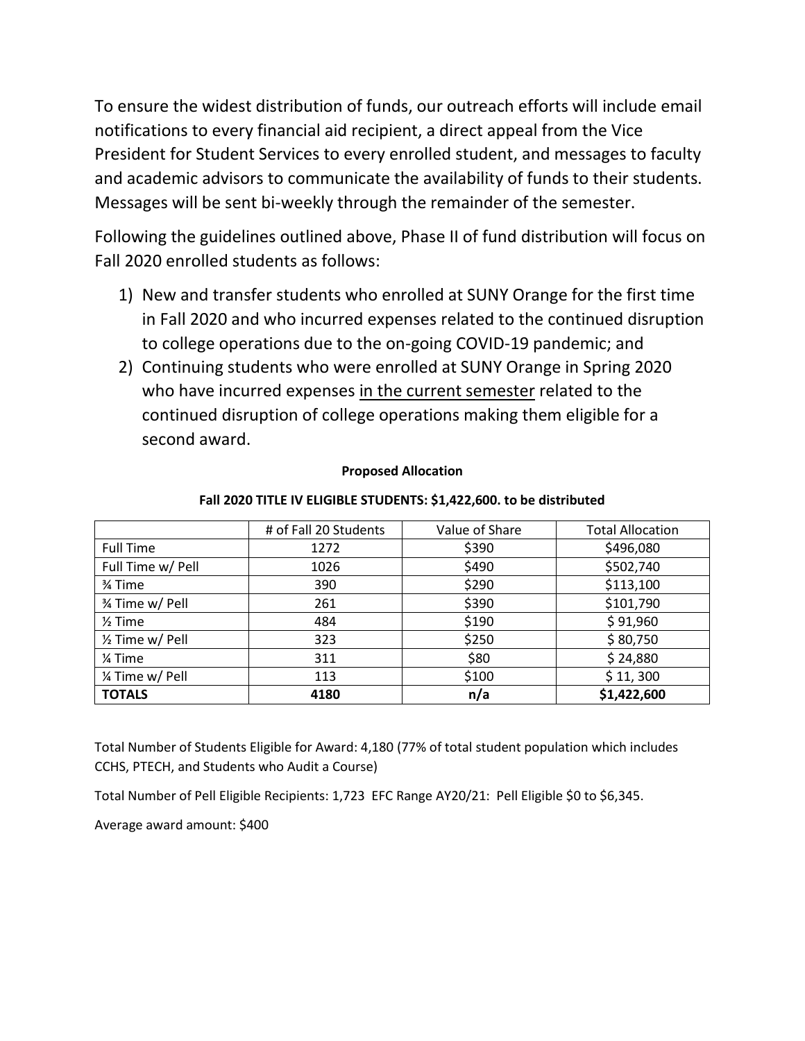To ensure the widest distribution of funds, our outreach efforts will include email notifications to every financial aid recipient, a direct appeal from the Vice President for Student Services to every enrolled student, and messages to faculty and academic advisors to communicate the availability of funds to their students. Messages will be sent bi-weekly through the remainder of the semester.

Following the guidelines outlined above, Phase II of fund distribution will focus on Fall 2020 enrolled students as follows:

1) New and transfer students who enrolled at SUNY Orange for the first time in Fall 2020 and who incurred expenses related to the continued disruption to college operations due to the on-going COVID-19 pandemic; and
2) Continuing students who were enrolled at SUNY Orange in Spring 2020 who have incurred expenses <u>in the current semester</u> related to the continued disruption of college operations making them eligible for a second award.

**Proposed Allocation**

**Fall 2020 TITLE IV ELIGIBLE STUDENTS: $1,422,600. to be distributed**

| | # of Fall 20 Students | Value of Share | Total Allocation |
|---|---|---|---|
| Full Time | 1272 | $390 | $496,080 |
| Full Time w/ Pell | 1026 | $490 | $502,740 |
| ¾ Time | 390 | $290 | $113,100 |
| ¾ Time w/ Pell | 261 | $390 | $101,790 |
| ½ Time | 484 | $190 | $ 91,960 |
| ½ Time w/ Pell | 323 | $250 | $ 80,750 |
| ¼ Time | 311 | $80 | $ 24,880 |
| ¼ Time w/ Pell | 113 | $100 | $ 11, 300 |
| **TOTALS** | **4180** | **n/a** | **$1,422,600** |

Total Number of Students Eligible for Award: 4,180 (77% of total student population which includes CCHS, PTECH, and Students who Audit a Course)

Total Number of Pell Eligible Recipients: 1,723 EFC Range AY20/21: Pell Eligible $0 to $6,345.

Average award amount: $400